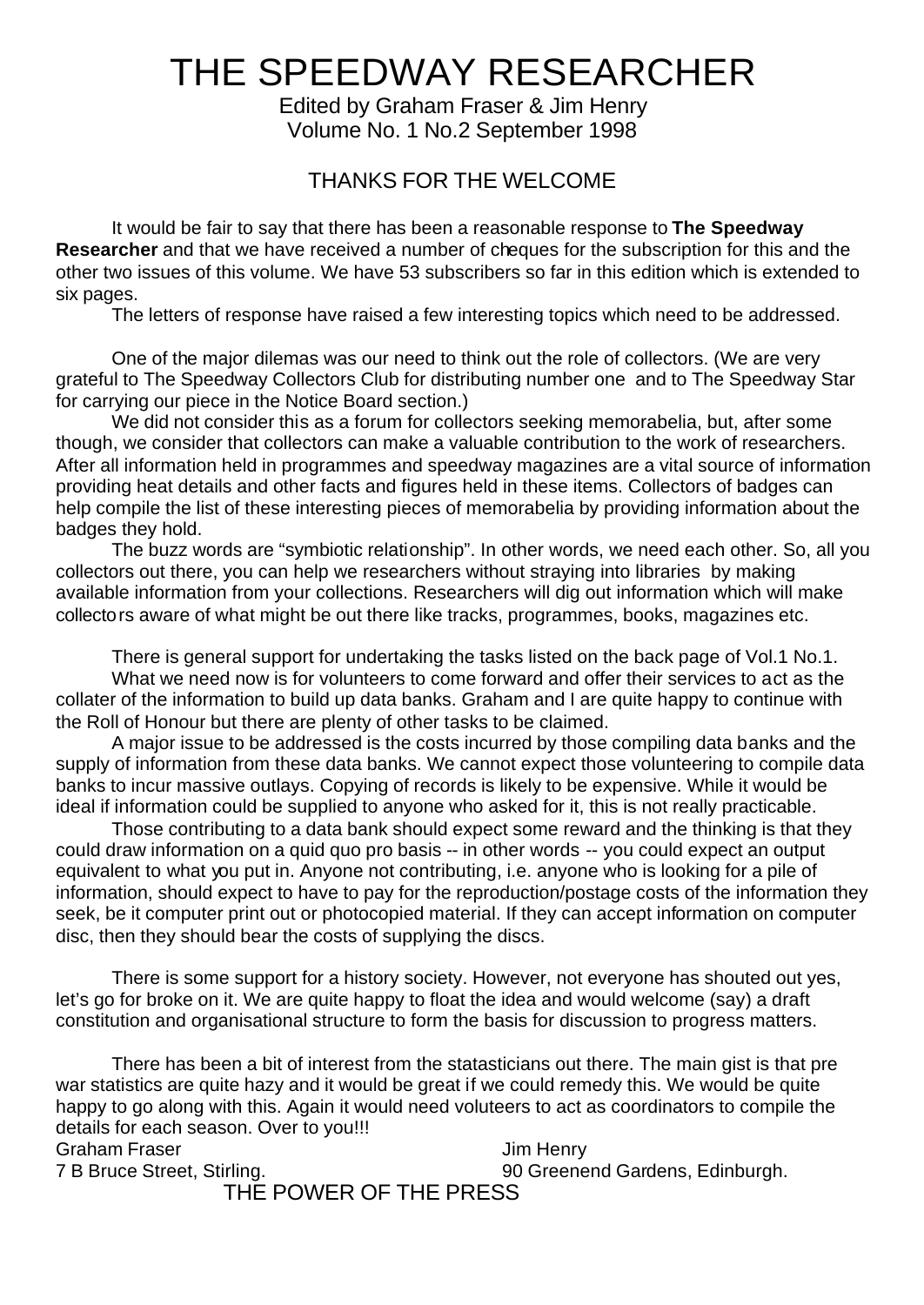# THE SPEEDWAY RESEARCHER

Edited by Graham Fraser & Jim Henry
Volume No. 1 No.2 September 1998

## THANKS FOR THE WELCOME

It would be fair to say that there has been a reasonable response to **The Speedway Researcher** and that we have received a number of cheques for the subscription for this and the other two issues of this volume. We have 53 subscribers so far in this edition which is extended to six pages.

The letters of response have raised a few interesting topics which need to be addressed.

One of the major dilemas was our need to think out the role of collectors. (We are very grateful to The Speedway Collectors Club for distributing number one and to The Speedway Star for carrying our piece in the Notice Board section.)

We did not consider this as a forum for collectors seeking memorabelia, but, after some though, we consider that collectors can make a valuable contribution to the work of researchers. After all information held in programmes and speedway magazines are a vital source of information providing heat details and other facts and figures held in these items. Collectors of badges can help compile the list of these interesting pieces of memorabelia by providing information about the badges they hold.

The buzz words are "symbiotic relationship". In other words, we need each other. So, all you collectors out there, you can help we researchers without straying into libraries by making available information from your collections. Researchers will dig out information which will make collectors aware of what might be out there like tracks, programmes, books, magazines etc.

There is general support for undertaking the tasks listed on the back page of Vol.1 No.1.

What we need now is for volunteers to come forward and offer their services to act as the collater of the information to build up data banks. Graham and I are quite happy to continue with the Roll of Honour but there are plenty of other tasks to be claimed.

A major issue to be addressed is the costs incurred by those compiling data banks and the supply of information from these data banks. We cannot expect those volunteering to compile data banks to incur massive outlays. Copying of records is likely to be expensive. While it would be ideal if information could be supplied to anyone who asked for it, this is not really practicable.

Those contributing to a data bank should expect some reward and the thinking is that they could draw information on a quid quo pro basis -- in other words -- you could expect an output equivalent to what you put in. Anyone not contributing, i.e. anyone who is looking for a pile of information, should expect to have to pay for the reproduction/postage costs of the information they seek, be it computer print out or photocopied material. If they can accept information on computer disc, then they should bear the costs of supplying the discs.

There is some support for a history society. However, not everyone has shouted out yes, let's go for broke on it. We are quite happy to float the idea and would welcome (say) a draft constitution and organisational structure to form the basis for discussion to progress matters.

There has been a bit of interest from the statasticians out there. The main gist is that pre war statistics are quite hazy and it would be great if we could remedy this. We would be quite happy to go along with this. Again it would need voluteers to act as coordinators to compile the details for each season. Over to you!!!

Graham Fraser
7 B Bruce Street, Stirling.

Jim Henry
90 Greenend Gardens, Edinburgh.

## THE POWER OF THE PRESS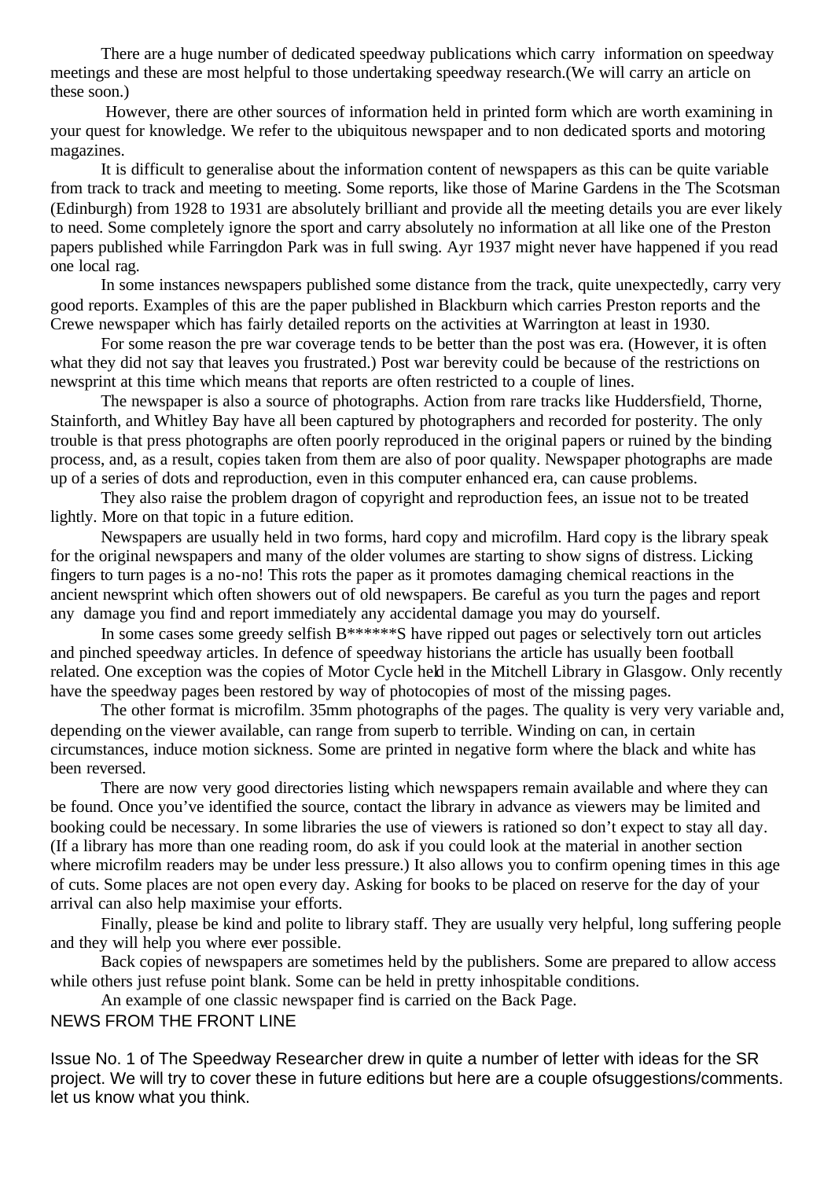There are a huge number of dedicated speedway publications which carry information on speedway meetings and these are most helpful to those undertaking speedway research.(We will carry an article on these soon.)

However, there are other sources of information held in printed form which are worth examining in your quest for knowledge. We refer to the ubiquitous newspaper and to non dedicated sports and motoring magazines.

It is difficult to generalise about the information content of newspapers as this can be quite variable from track to track and meeting to meeting. Some reports, like those of Marine Gardens in the The Scotsman (Edinburgh) from 1928 to 1931 are absolutely brilliant and provide all the meeting details you are ever likely to need. Some completely ignore the sport and carry absolutely no information at all like one of the Preston papers published while Farringdon Park was in full swing. Ayr 1937 might never have happened if you read one local rag.

In some instances newspapers published some distance from the track, quite unexpectedly, carry very good reports. Examples of this are the paper published in Blackburn which carries Preston reports and the Crewe newspaper which has fairly detailed reports on the activities at Warrington at least in 1930.

For some reason the pre war coverage tends to be better than the post was era. (However, it is often what they did not say that leaves you frustrated.) Post war berevity could be because of the restrictions on newsprint at this time which means that reports are often restricted to a couple of lines.

The newspaper is also a source of photographs. Action from rare tracks like Huddersfield, Thorne, Stainforth, and Whitley Bay have all been captured by photographers and recorded for posterity. The only trouble is that press photographs are often poorly reproduced in the original papers or ruined by the binding process, and, as a result, copies taken from them are also of poor quality. Newspaper photographs are made up of a series of dots and reproduction, even in this computer enhanced era, can cause problems.

They also raise the problem dragon of copyright and reproduction fees, an issue not to be treated lightly. More on that topic in a future edition.

Newspapers are usually held in two forms, hard copy and microfilm. Hard copy is the library speak for the original newspapers and many of the older volumes are starting to show signs of distress. Licking fingers to turn pages is a no-no! This rots the paper as it promotes damaging chemical reactions in the ancient newsprint which often showers out of old newspapers. Be careful as you turn the pages and report any damage you find and report immediately any accidental damage you may do yourself.

In some cases some greedy selfish B******S have ripped out pages or selectively torn out articles and pinched speedway articles. In defence of speedway historians the article has usually been football related. One exception was the copies of Motor Cycle held in the Mitchell Library in Glasgow. Only recently have the speedway pages been restored by way of photocopies of most of the missing pages.

The other format is microfilm. 35mm photographs of the pages. The quality is very very variable and, depending on the viewer available, can range from superb to terrible. Winding on can, in certain circumstances, induce motion sickness. Some are printed in negative form where the black and white has been reversed.

There are now very good directories listing which newspapers remain available and where they can be found. Once you've identified the source, contact the library in advance as viewers may be limited and booking could be necessary. In some libraries the use of viewers is rationed so don't expect to stay all day. (If a library has more than one reading room, do ask if you could look at the material in another section where microfilm readers may be under less pressure.) It also allows you to confirm opening times in this age of cuts. Some places are not open every day. Asking for books to be placed on reserve for the day of your arrival can also help maximise your efforts.

Finally, please be kind and polite to library staff. They are usually very helpful, long suffering people and they will help you where ever possible.

Back copies of newspapers are sometimes held by the publishers. Some are prepared to allow access while others just refuse point blank. Some can be held in pretty inhospitable conditions.

An example of one classic newspaper find is carried on the Back Page.

## NEWS FROM THE FRONT LINE

Issue No. 1 of The Speedway Researcher drew in quite a number of letter with ideas for the SR project. We will try to cover these in future editions but here are a couple ofsuggestions/comments. let us know what you think.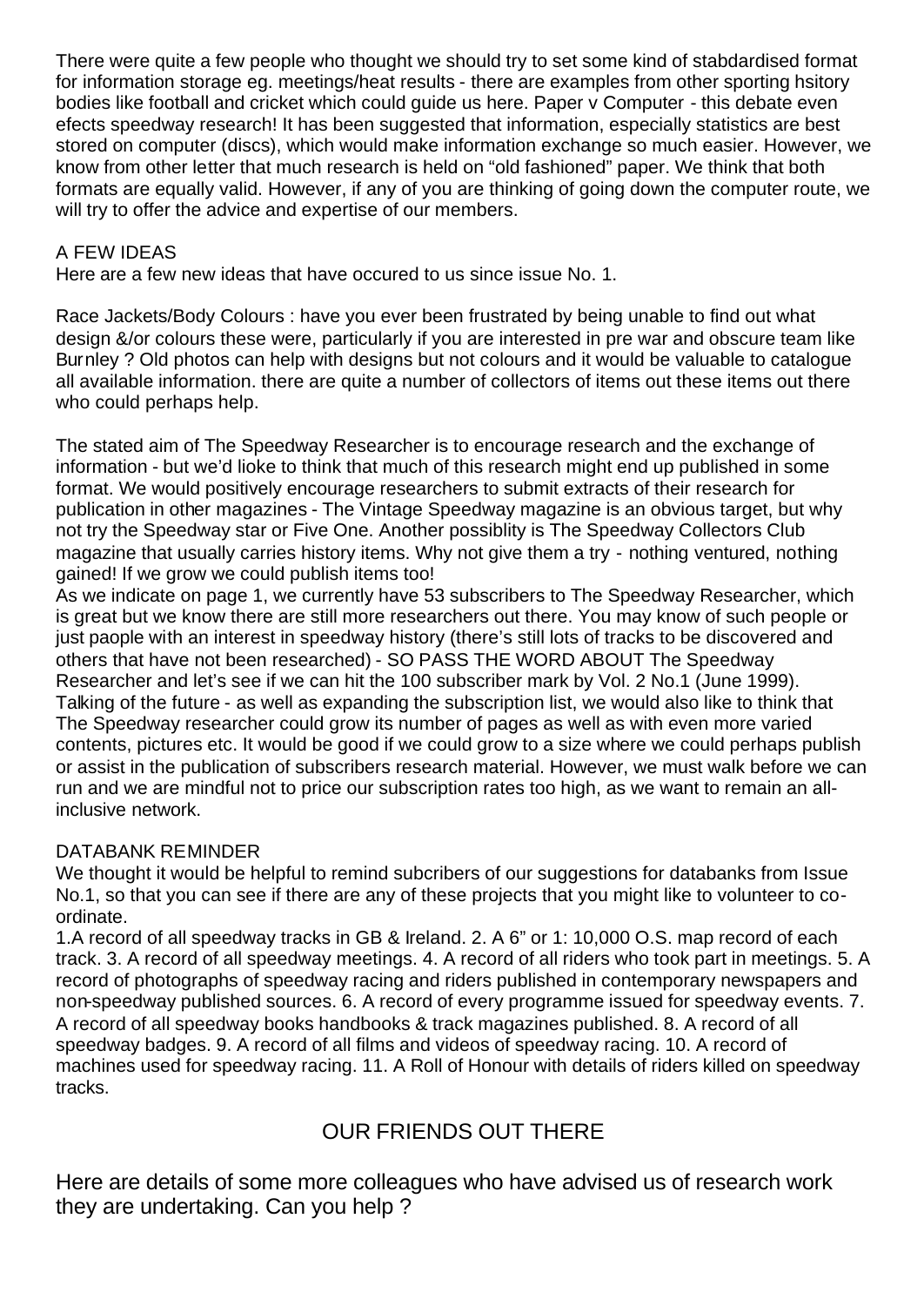There were quite a few people who thought we should try to set some kind of stabdardised format for information storage eg. meetings/heat results - there are examples from other sporting hsitory bodies like football and cricket which could guide us here. Paper v Computer - this debate even efects speedway research! It has been suggested that information, especially statistics are best stored on computer (discs), which would make information exchange so much easier. However, we know from other letter that much research is held on "old fashioned" paper. We think that both formats are equally valid. However, if any of you are thinking of going down the computer route, we will try to offer the advice and expertise of our members.

A FEW IDEAS

Here are a few new ideas that have occured to us since issue No. 1.

Race Jackets/Body Colours : have you ever been frustrated by being unable to find out what design &/or colours these were, particularly if you are interested in pre war and obscure team like Burnley ? Old photos can help with designs but not colours and it would be valuable to catalogue all available information. there are quite a number of collectors of items out these items out there who could perhaps help.

The stated aim of The Speedway Researcher is to encourage research and the exchange of information - but we'd lioke to think that much of this research might end up published in some format. We would positively encourage researchers to submit extracts of their research for publication in other magazines - The Vintage Speedway magazine is an obvious target, but why not try the Speedway star or Five One. Another possiblity is The Speedway Collectors Club magazine that usually carries history items. Why not give them a try - nothing ventured, nothing gained! If we grow we could publish items too!

As we indicate on page 1, we currently have 53 subscribers to The Speedway Researcher, which is great but we know there are still more researchers out there. You may know of such people or just paople with an interest in speedway history (there's still lots of tracks to be discovered and others that have not been researched) - SO PASS THE WORD ABOUT The Speedway Researcher and let's see if we can hit the 100 subscriber mark by Vol. 2 No.1 (June 1999).

Talking of the future - as well as expanding the subscription list, we would also like to think that The Speedway researcher could grow its number of pages as well as with even more varied contents, pictures etc. It would be good if we could grow to a size where we could perhaps publish or assist in the publication of subscribers research material. However, we must walk before we can run and we are mindful not to price our subscription rates too high, as we want to remain an all-inclusive network.

DATABANK REMINDER

We thought it would be helpful to remind subcribers of our suggestions for databanks from Issue No.1, so that you can see if there are any of these projects that you might like to volunteer to co-ordinate.

1.A record of all speedway tracks in GB & Ireland. 2. A 6" or 1: 10,000 O.S. map record of each track. 3. A record of all speedway meetings. 4. A record of all riders who took part in meetings. 5. A record of photographs of speedway racing and riders published in contemporary newspapers and non-speedway published sources. 6. A record of every programme issued for speedway events. 7. A record of all speedway books handbooks & track magazines published. 8. A record of all speedway badges. 9. A record of all films and videos of speedway racing. 10. A record of machines used for speedway racing. 11. A Roll of Honour with details of riders killed on speedway tracks.

## OUR FRIENDS OUT THERE

Here are details of some more colleagues who have advised us of research work they are undertaking. Can you help ?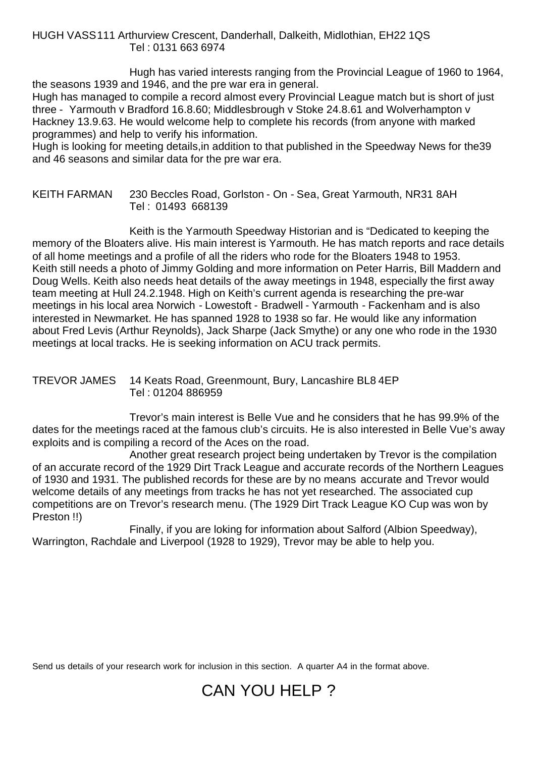HUGH VASS 111 Arthurview Crescent, Danderhall, Dalkeith, Midlothian, EH22 1QS
Tel : 0131 663 6974

Hugh has varied interests ranging from the Provincial League of 1960 to 1964, the seasons 1939 and 1946, and the pre war era in general.
Hugh has managed to compile a record almost every Provincial League match but is short of just three - Yarmouth v Bradford 16.8.60; Middlesbrough v Stoke 24.8.61 and Wolverhampton v Hackney 13.9.63. He would welcome help to complete his records (from anyone with marked programmes) and help to verify his information.
Hugh is looking for meeting details,in addition to that published in the Speedway News for the39 and 46 seasons and similar data for the pre war era.

KEITH FARMAN 230 Beccles Road, Gorlston - On - Sea, Great Yarmouth, NR31 8AH
Tel : 01493 668139

Keith is the Yarmouth Speedway Historian and is “Dedicated to keeping the memory of the Bloaters alive. His main interest is Yarmouth. He has match reports and race details of all home meetings and a profile of all the riders who rode for the Bloaters 1948 to 1953. Keith still needs a photo of Jimmy Golding and more information on Peter Harris, Bill Maddern and Doug Wells. Keith also needs heat details of the away meetings in 1948, especially the first away team meeting at Hull 24.2.1948. High on Keith’s current agenda is researching the pre-war meetings in his local area Norwich - Lowestoft - Bradwell - Yarmouth - Fackenham and is also interested in Newmarket. He has spanned 1928 to 1938 so far. He would like any information about Fred Levis (Arthur Reynolds), Jack Sharpe (Jack Smythe) or any one who rode in the 1930 meetings at local tracks. He is seeking information on ACU track permits.

TREVOR JAMES 14 Keats Road, Greenmount, Bury, Lancashire BL8 4EP
Tel : 01204 886959

Trevor’s main interest is Belle Vue and he considers that he has 99.9% of the dates for the meetings raced at the famous club’s circuits. He is also interested in Belle Vue’s away exploits and is compiling a record of the Aces on the road.

Another great research project being undertaken by Trevor is the compilation of an accurate record of the 1929 Dirt Track League and accurate records of the Northern Leagues of 1930 and 1931. The published records for these are by no means accurate and Trevor would welcome details of any meetings from tracks he has not yet researched. The associated cup competitions are on Trevor’s research menu. (The 1929 Dirt Track League KO Cup was won by Preston !!)

Finally, if you are loking for information about Salford (Albion Speedway), Warrington, Rachdale and Liverpool (1928 to 1929), Trevor may be able to help you.

Send us details of your research work for inclusion in this section. A quarter A4 in the format above.

# CAN YOU HELP ?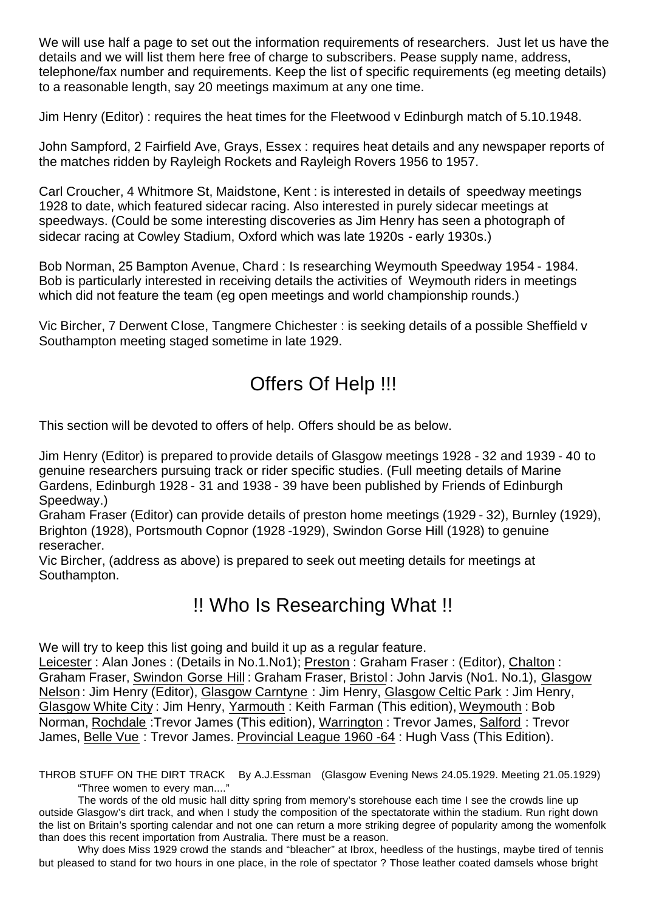We will use half a page to set out the information requirements of researchers. Just let us have the details and we will list them here free of charge to subscribers. Pease supply name, address, telephone/fax number and requirements. Keep the list of specific requirements (eg meeting details) to a reasonable length, say 20 meetings maximum at any one time.

Jim Henry (Editor) : requires the heat times for the Fleetwood v Edinburgh match of 5.10.1948.

John Sampford, 2 Fairfield Ave, Grays, Essex : requires heat details and any newspaper reports of the matches ridden by Rayleigh Rockets and Rayleigh Rovers 1956 to 1957.

Carl Croucher, 4 Whitmore St, Maidstone, Kent : is interested in details of speedway meetings 1928 to date, which featured sidecar racing. Also interested in purely sidecar meetings at speedways. (Could be some interesting discoveries as Jim Henry has seen a photograph of sidecar racing at Cowley Stadium, Oxford which was late 1920s - early 1930s.)

Bob Norman, 25 Bampton Avenue, Chard : Is researching Weymouth Speedway 1954 - 1984. Bob is particularly interested in receiving details the activities of Weymouth riders in meetings which did not feature the team (eg open meetings and world championship rounds.)

Vic Bircher, 7 Derwent Close, Tangmere Chichester : is seeking details of a possible Sheffield v Southampton meeting staged sometime in late 1929.

## Offers Of Help !!!

This section will be devoted to offers of help. Offers should be as below.

Jim Henry (Editor) is prepared to provide details of Glasgow meetings 1928 - 32 and 1939 - 40 to genuine researchers pursuing track or rider specific studies. (Full meeting details of Marine Gardens, Edinburgh 1928 - 31 and 1938 - 39 have been published by Friends of Edinburgh Speedway.)
Graham Fraser (Editor) can provide details of preston home meetings (1929 - 32), Burnley (1929), Brighton (1928), Portsmouth Copnor (1928 -1929), Swindon Gorse Hill (1928) to genuine reseracher.
Vic Bircher, (address as above) is prepared to seek out meeting details for meetings at Southampton.

## !! Who Is Researching What !!

We will try to keep this list going and build it up as a regular feature.
Leicester : Alan Jones : (Details in No.1.No1); Preston : Graham Fraser : (Editor), Chalton : Graham Fraser, Swindon Gorse Hill : Graham Fraser, Bristol : John Jarvis (No1. No.1), Glasgow Nelson : Jim Henry (Editor), Glasgow Carntyne : Jim Henry, Glasgow Celtic Park : Jim Henry, Glasgow White City : Jim Henry, Yarmouth : Keith Farman (This edition), Weymouth : Bob Norman, Rochdale :Trevor James (This edition), Warrington : Trevor James, Salford : Trevor James, Belle Vue : Trevor James. Provincial League 1960 -64 : Hugh Vass (This Edition).

THROB STUFF ON THE DIRT TRACK By A.J.Essman (Glasgow Evening News 24.05.1929. Meeting 21.05.1929)

"Three women to every man...."

The words of the old music hall ditty spring from memory's storehouse each time I see the crowds line up outside Glasgow's dirt track, and when I study the composition of the spectatorate within the stadium. Run right down the list on Britain's sporting calendar and not one can return a more striking degree of popularity among the womenfolk than does this recent importation from Australia. There must be a reason.

Why does Miss 1929 crowd the stands and "bleacher" at Ibrox, heedless of the hustings, maybe tired of tennis but pleased to stand for two hours in one place, in the role of spectator ? Those leather coated damsels whose bright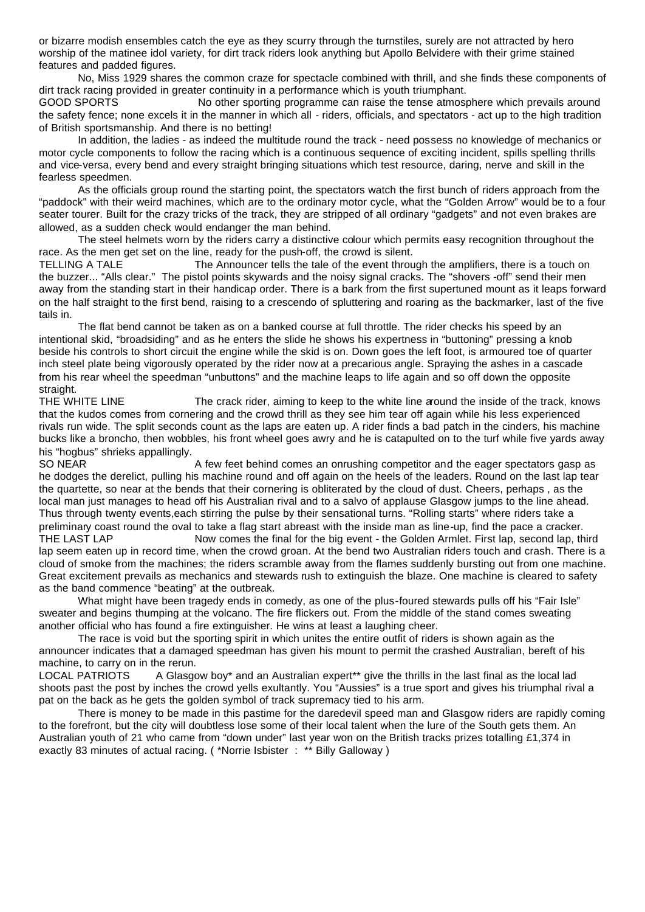or bizarre modish ensembles catch the eye as they scurry through the turnstiles, surely are not attracted by hero worship of the matinee idol variety, for dirt track riders look anything but Apollo Belvidere with their grime stained features and padded figures.

No, Miss 1929 shares the common craze for spectacle combined with thrill, and she finds these components of dirt track racing provided in greater continuity in a performance which is youth triumphant.

**GOOD SPORTS** No other sporting programme can raise the tense atmosphere which prevails around the safety fence; none excels it in the manner in which all - riders, officials, and spectators - act up to the high tradition of British sportsmanship. And there is no betting!

In addition, the ladies - as indeed the multitude round the track - need possess no knowledge of mechanics or motor cycle components to follow the racing which is a continuous sequence of exciting incident, spills spelling thrills and vice-versa, every bend and every straight bringing situations which test resource, daring, nerve and skill in the fearless speedmen.

As the officials group round the starting point, the spectators watch the first bunch of riders approach from the "paddock" with their weird machines, which are to the ordinary motor cycle, what the "Golden Arrow" would be to a four seater tourer. Built for the crazy tricks of the track, they are stripped of all ordinary "gadgets" and not even brakes are allowed, as a sudden check would endanger the man behind.

The steel helmets worn by the riders carry a distinctive colour which permits easy recognition throughout the race. As the men get set on the line, ready for the push-off, the crowd is silent.

**TELLING A TALE** The Announcer tells the tale of the event through the amplifiers, there is a touch on the buzzer... "Alls clear." The pistol points skywards and the noisy signal cracks. The "shovers -off" send their men away from the standing start in their handicap order. There is a bark from the first supertuned mount as it leaps forward on the half straight to the first bend, raising to a crescendo of spluttering and roaring as the backmarker, last of the five tails in.

The flat bend cannot be taken as on a banked course at full throttle. The rider checks his speed by an intentional skid, "broadsiding" and as he enters the slide he shows his expertness in "buttoning" pressing a knob beside his controls to short circuit the engine while the skid is on. Down goes the left foot, is armoured toe of quarter inch steel plate being vigorously operated by the rider now at a precarious angle. Spraying the ashes in a cascade from his rear wheel the speedman "unbuttons" and the machine leaps to life again and so off down the opposite straight.

**THE WHITE LINE** The crack rider, aiming to keep to the white line around the inside of the track, knows that the kudos comes from cornering and the crowd thrill as they see him tear off again while his less experienced rivals run wide. The split seconds count as the laps are eaten up. A rider finds a bad patch in the cinders, his machine bucks like a broncho, then wobbles, his front wheel goes awry and he is catapulted on to the turf while five yards away his "hogbus" shrieks appallingly.

**SO NEAR** A few feet behind comes an onrushing competitor and the eager spectators gasp as he dodges the derelict, pulling his machine round and off again on the heels of the leaders. Round on the last lap tear the quartette, so near at the bends that their cornering is obliterated by the cloud of dust. Cheers, perhaps , as the local man just manages to head off his Australian rival and to a salvo of applause Glasgow jumps to the line ahead. Thus through twenty events,each stirring the pulse by their sensational turns. "Rolling starts" where riders take a preliminary coast round the oval to take a flag start abreast with the inside man as line-up, find the pace a cracker.

**THE LAST LAP** Now comes the final for the big event - the Golden Armlet. First lap, second lap, third lap seem eaten up in record time, when the crowd groan. At the bend two Australian riders touch and crash. There is a cloud of smoke from the machines; the riders scramble away from the flames suddenly bursting out from one machine. Great excitement prevails as mechanics and stewards rush to extinguish the blaze. One machine is cleared to safety as the band commence "beating" at the outbreak.

What might have been tragedy ends in comedy, as one of the plus-foured stewards pulls off his "Fair Isle" sweater and begins thumping at the volcano. The fire flickers out. From the middle of the stand comes sweating another official who has found a fire extinguisher. He wins at least a laughing cheer.

The race is void but the sporting spirit in which unites the entire outfit of riders is shown again as the announcer indicates that a damaged speedman has given his mount to permit the crashed Australian, bereft of his machine, to carry on in the rerun.

**LOCAL PATRIOTS** A Glasgow boy* and an Australian expert** give the thrills in the last final as the local lad shoots past the post by inches the crowd yells exultantly. You "Aussies" is a true sport and gives his triumphal rival a pat on the back as he gets the golden symbol of track supremacy tied to his arm.

There is money to be made in this pastime for the daredevil speed man and Glasgow riders are rapidly coming to the forefront, but the city will doubtless lose some of their local talent when the lure of the South gets them. An Australian youth of 21 who came from "down under" last year won on the British tracks prizes totalling £1,374 in exactly 83 minutes of actual racing. ( *Norrie Isbister : ** Billy Galloway )